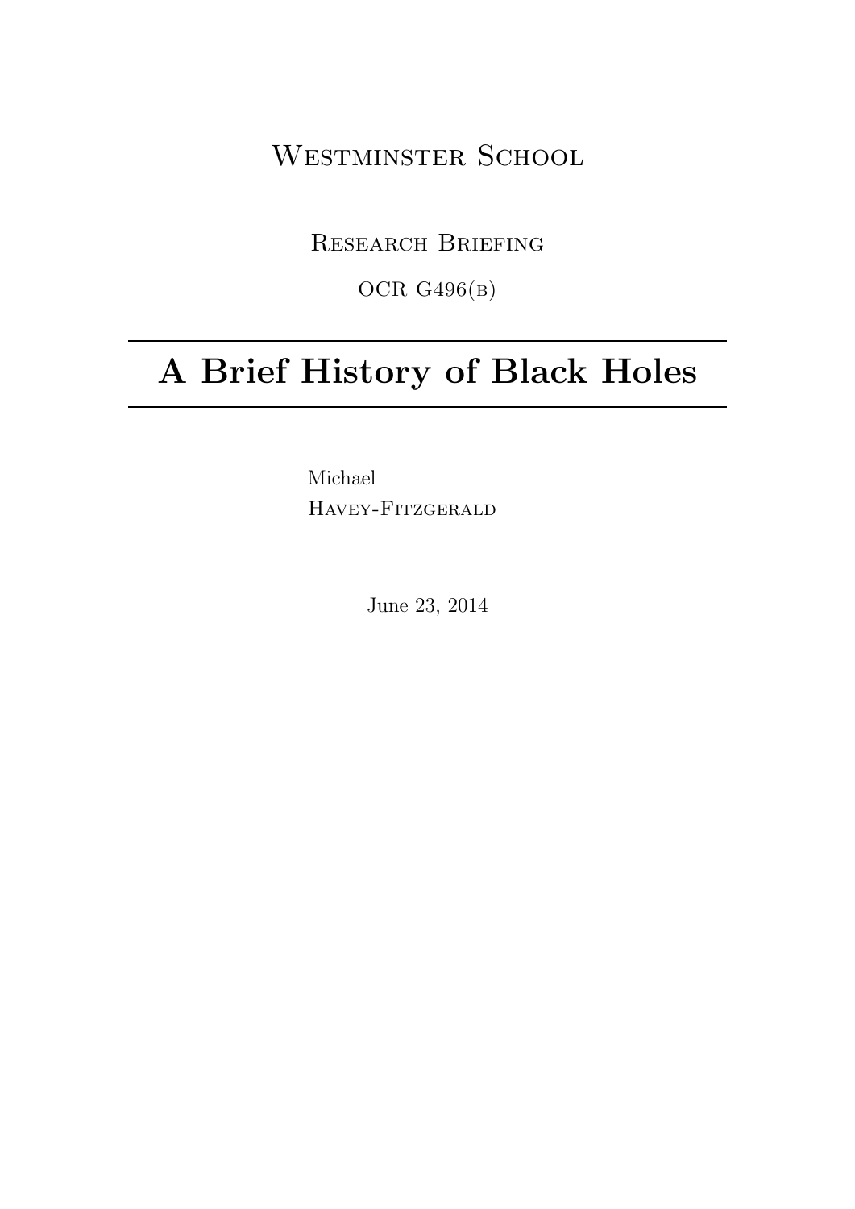Westminster School

Research Briefing

OCR G496(b)

# A Brief History of Black Holes

Michael
Havey-Fitzgerald

June 23, 2014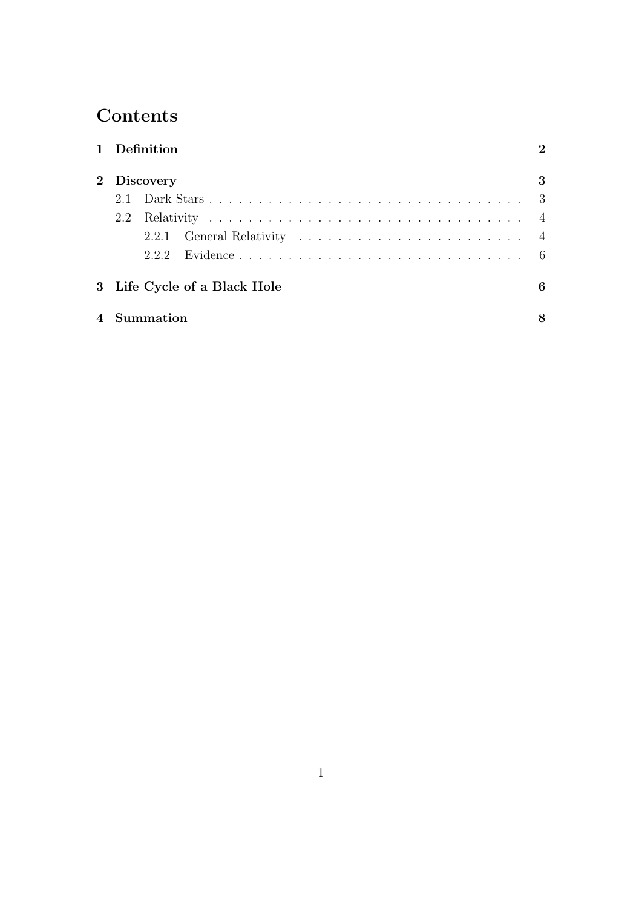# Contents

**1 Definition** **2**

**2 Discovery** **3**

- 2.1 Dark Stars . . . . . . . . . . . . . . . . . . . . . . . . . . . . . . . . . 3
- 2.2 Relativity . . . . . . . . . . . . . . . . . . . . . . . . . . . . . . . . . 4
  - 2.2.1 General Relativity . . . . . . . . . . . . . . . . . . . . . . . 4
  - 2.2.2 Evidence . . . . . . . . . . . . . . . . . . . . . . . . . . . . . 6

**3 Life Cycle of a Black Hole** **6**

**4 Summation** **8**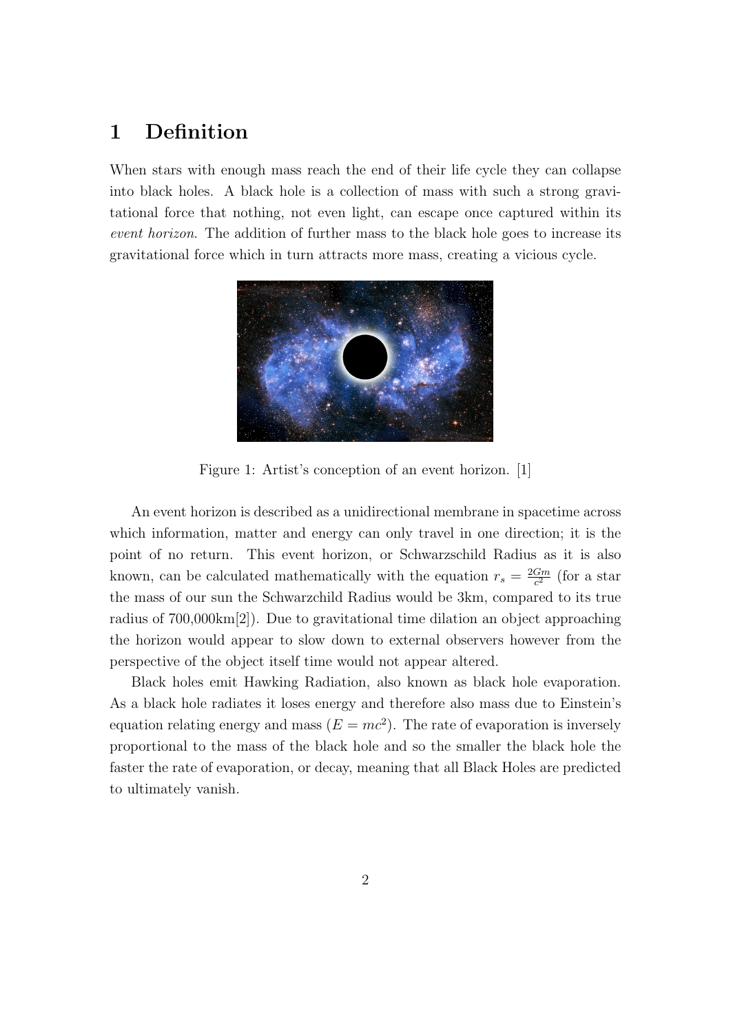# 1 Definition

When stars with enough mass reach the end of their life cycle they can collapse into black holes. A black hole is a collection of mass with such a strong gravitational force that nothing, not even light, can escape once captured within its *event horizon*. The addition of further mass to the black hole goes to increase its gravitational force which in turn attracts more mass, creating a vicious cycle.

Figure 1: Artist's conception of an event horizon. [1]

An event horizon is described as a unidirectional membrane in spacetime across which information, matter and energy can only travel in one direction; it is the point of no return. This event horizon, or Schwarzschild Radius as it is also known, can be calculated mathematically with the equation $r_s = \frac{2Gm}{c^2}$ (for a star the mass of our sun the Schwarzchild Radius would be 3km, compared to its true radius of 700,000km[2]). Due to gravitational time dilation an object approaching the horizon would appear to slow down to external observers however from the perspective of the object itself time would not appear altered.

Black holes emit Hawking Radiation, also known as black hole evaporation. As a black hole radiates it loses energy and therefore also mass due to Einstein's equation relating energy and mass ($E = mc^2$). The rate of evaporation is inversely proportional to the mass of the black hole and so the smaller the black hole the faster the rate of evaporation, or decay, meaning that all Black Holes are predicted to ultimately vanish.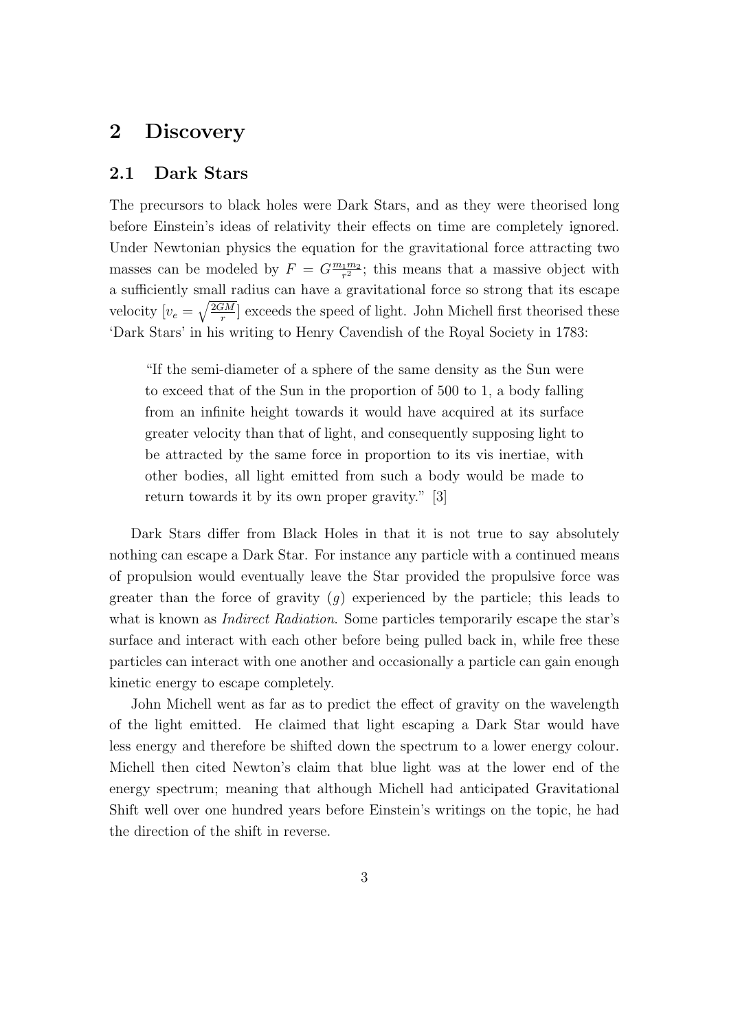# 2 Discovery

## 2.1 Dark Stars

The precursors to black holes were Dark Stars, and as they were theorised long before Einstein's ideas of relativity their effects on time are completely ignored. Under Newtonian physics the equation for the gravitational force attracting two masses can be modeled by $F = G\frac{m_1 m_2}{r^2}$; this means that a massive object with a sufficiently small radius can have a gravitational force so strong that its escape velocity [$v_e = \sqrt{\frac{2GM}{r}}$] exceeds the speed of light. John Michell first theorised these 'Dark Stars' in his writing to Henry Cavendish of the Royal Society in 1783:

> "If the semi-diameter of a sphere of the same density as the Sun were to exceed that of the Sun in the proportion of 500 to 1, a body falling from an infinite height towards it would have acquired at its surface greater velocity than that of light, and consequently supposing light to be attracted by the same force in proportion to its vis inertiae, with other bodies, all light emitted from such a body would be made to return towards it by its own proper gravity." [3]

Dark Stars differ from Black Holes in that it is not true to say absolutely nothing can escape a Dark Star. For instance any particle with a continued means of propulsion would eventually leave the Star provided the propulsive force was greater than the force of gravity ($g$) experienced by the particle; this leads to what is known as *Indirect Radiation*. Some particles temporarily escape the star's surface and interact with each other before being pulled back in, while free these particles can interact with one another and occasionally a particle can gain enough kinetic energy to escape completely.

John Michell went as far as to predict the effect of gravity on the wavelength of the light emitted. He claimed that light escaping a Dark Star would have less energy and therefore be shifted down the spectrum to a lower energy colour. Michell then cited Newton's claim that blue light was at the lower end of the energy spectrum; meaning that although Michell had anticipated Gravitational Shift well over one hundred years before Einstein's writings on the topic, he had the direction of the shift in reverse.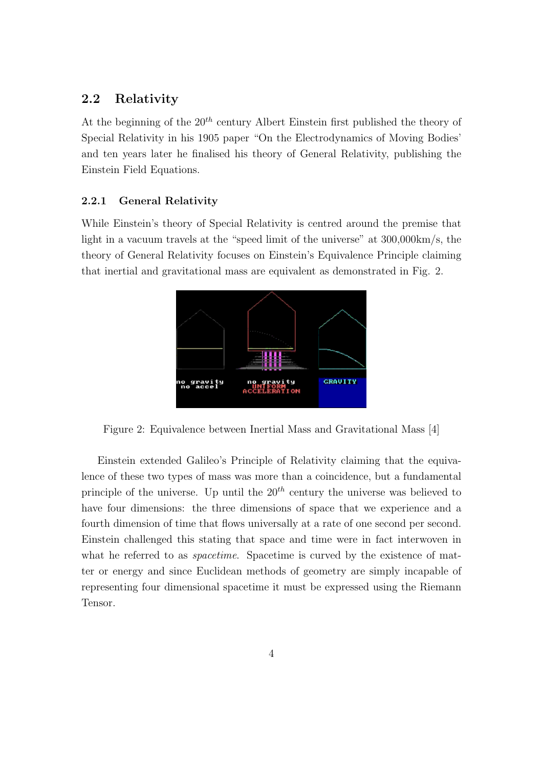## 2.2 Relativity

At the beginning of the $20^{th}$ century Albert Einstein first published the theory of Special Relativity in his 1905 paper "On the Electrodynamics of Moving Bodies' and ten years later he finalised his theory of General Relativity, publishing the Einstein Field Equations.

### 2.2.1 General Relativity

While Einstein's theory of Special Relativity is centred around the premise that light in a vacuum travels at the "speed limit of the universe" at 300,000km/s, the theory of General Relativity focuses on Einstein's Equivalence Principle claiming that inertial and gravitational mass are equivalent as demonstrated in Fig. 2.

Figure 2: Equivalence between Inertial Mass and Gravitational Mass [4]

Einstein extended Galileo's Principle of Relativity claiming that the equivalence of these two types of mass was more than a coincidence, but a fundamental principle of the universe. Up until the $20^{th}$ century the universe was believed to have four dimensions: the three dimensions of space that we experience and a fourth dimension of time that flows universally at a rate of one second per second. Einstein challenged this stating that space and time were in fact interwoven in what he referred to as *spacetime*. Spacetime is curved by the existence of matter or energy and since Euclidean methods of geometry are simply incapable of representing four dimensional spacetime it must be expressed using the Riemann Tensor.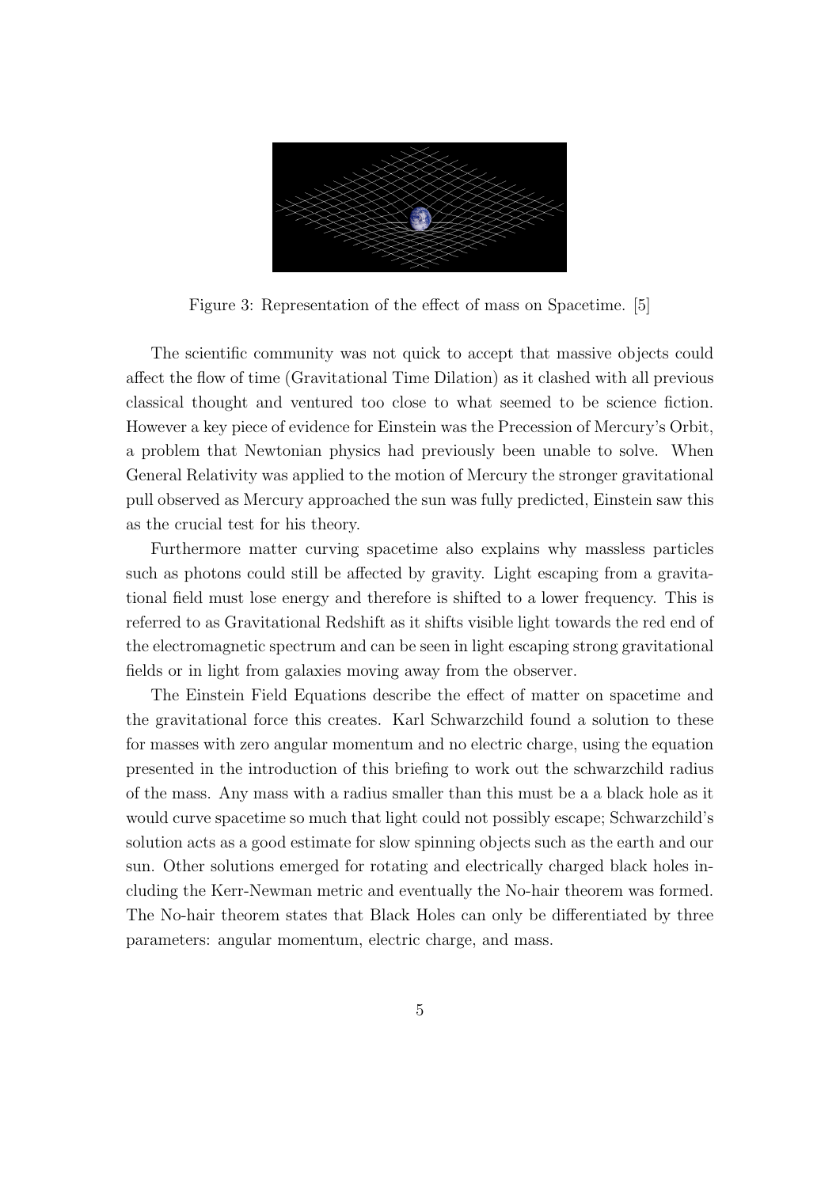Figure 3: Representation of the effect of mass on Spacetime. [5]

The scientific community was not quick to accept that massive objects could affect the flow of time (Gravitational Time Dilation) as it clashed with all previous classical thought and ventured too close to what seemed to be science fiction. However a key piece of evidence for Einstein was the Precession of Mercury's Orbit, a problem that Newtonian physics had previously been unable to solve. When General Relativity was applied to the motion of Mercury the stronger gravitational pull observed as Mercury approached the sun was fully predicted, Einstein saw this as the crucial test for his theory.

Furthermore matter curving spacetime also explains why massless particles such as photons could still be affected by gravity. Light escaping from a gravitational field must lose energy and therefore is shifted to a lower frequency. This is referred to as Gravitational Redshift as it shifts visible light towards the red end of the electromagnetic spectrum and can be seen in light escaping strong gravitational fields or in light from galaxies moving away from the observer.

The Einstein Field Equations describe the effect of matter on spacetime and the gravitational force this creates. Karl Schwarzchild found a solution to these for masses with zero angular momentum and no electric charge, using the equation presented in the introduction of this briefing to work out the schwarzchild radius of the mass. Any mass with a radius smaller than this must be a a black hole as it would curve spacetime so much that light could not possibly escape; Schwarzchild's solution acts as a good estimate for slow spinning objects such as the earth and our sun. Other solutions emerged for rotating and electrically charged black holes including the Kerr-Newman metric and eventually the No-hair theorem was formed. The No-hair theorem states that Black Holes can only be differentiated by three parameters: angular momentum, electric charge, and mass.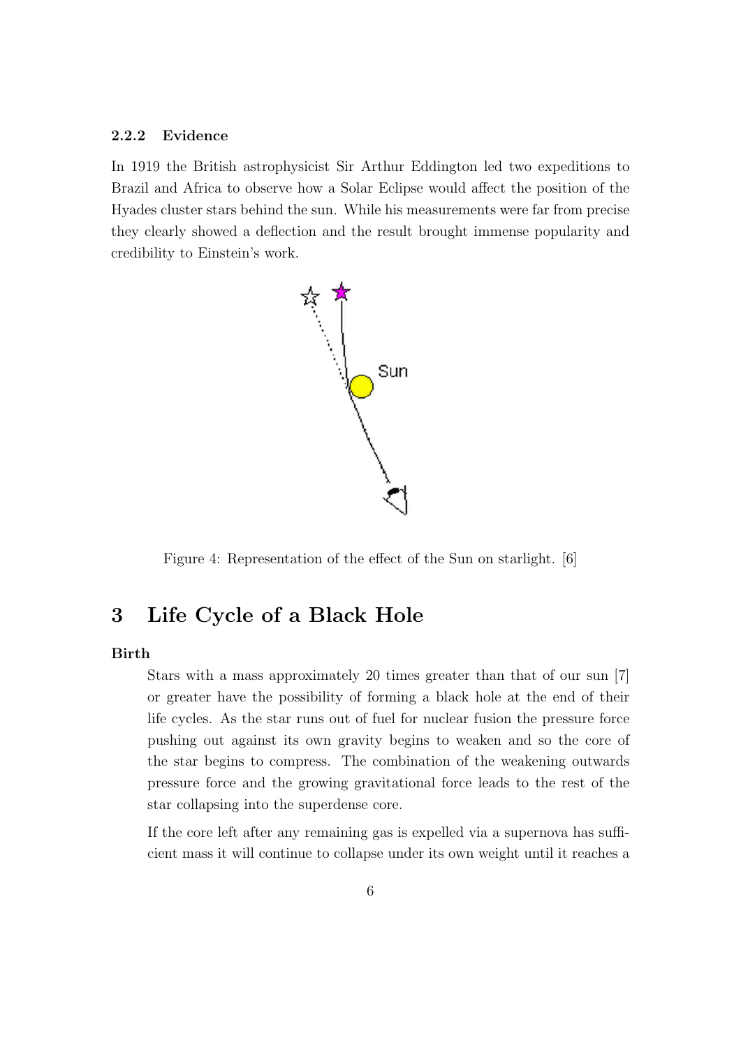#### 2.2.2 Evidence

In 1919 the British astrophysicist Sir Arthur Eddington led two expeditions to Brazil and Africa to observe how a Solar Eclipse would affect the position of the Hyades cluster stars behind the sun. While his measurements were far from precise they clearly showed a deflection and the result brought immense popularity and credibility to Einstein's work.

Figure 4: Representation of the effect of the Sun on starlight. [6]

## 3 Life Cycle of a Black Hole

**Birth**

Stars with a mass approximately 20 times greater than that of our sun [7] or greater have the possibility of forming a black hole at the end of their life cycles. As the star runs out of fuel for nuclear fusion the pressure force pushing out against its own gravity begins to weaken and so the core of the star begins to compress. The combination of the weakening outwards pressure force and the growing gravitational force leads to the rest of the star collapsing into the superdense core.

If the core left after any remaining gas is expelled via a supernova has sufficient mass it will continue to collapse under its own weight until it reaches a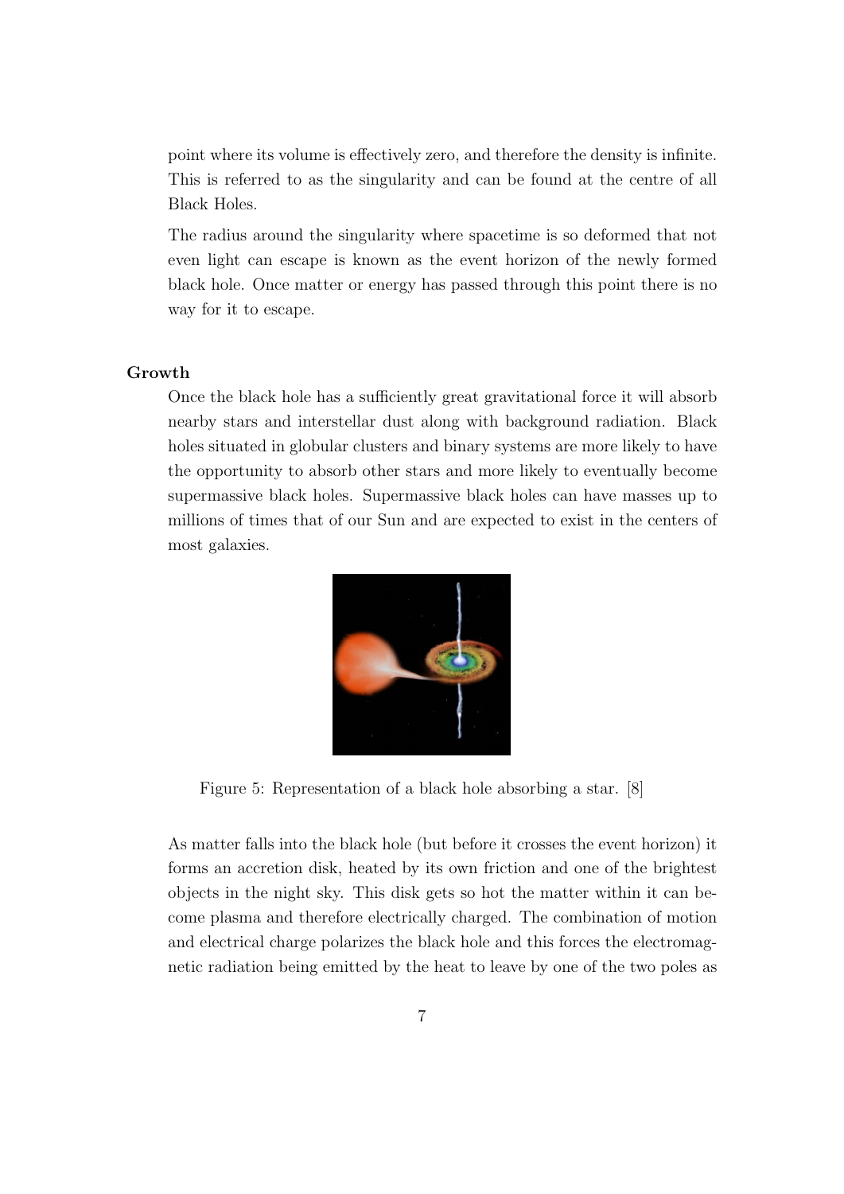point where its volume is effectively zero, and therefore the density is infinite. This is referred to as the singularity and can be found at the centre of all Black Holes.

The radius around the singularity where spacetime is so deformed that not even light can escape is known as the event horizon of the newly formed black hole. Once matter or energy has passed through this point there is no way for it to escape.

**Growth**

Once the black hole has a sufficiently great gravitational force it will absorb nearby stars and interstellar dust along with background radiation. Black holes situated in globular clusters and binary systems are more likely to have the opportunity to absorb other stars and more likely to eventually become supermassive black holes. Supermassive black holes can have masses up to millions of times that of our Sun and are expected to exist in the centers of most galaxies.

Figure 5: Representation of a black hole absorbing a star. [8]

As matter falls into the black hole (but before it crosses the event horizon) it forms an accretion disk, heated by its own friction and one of the brightest objects in the night sky. This disk gets so hot the matter within it can become plasma and therefore electrically charged. The combination of motion and electrical charge polarizes the black hole and this forces the electromagnetic radiation being emitted by the heat to leave by one of the two poles as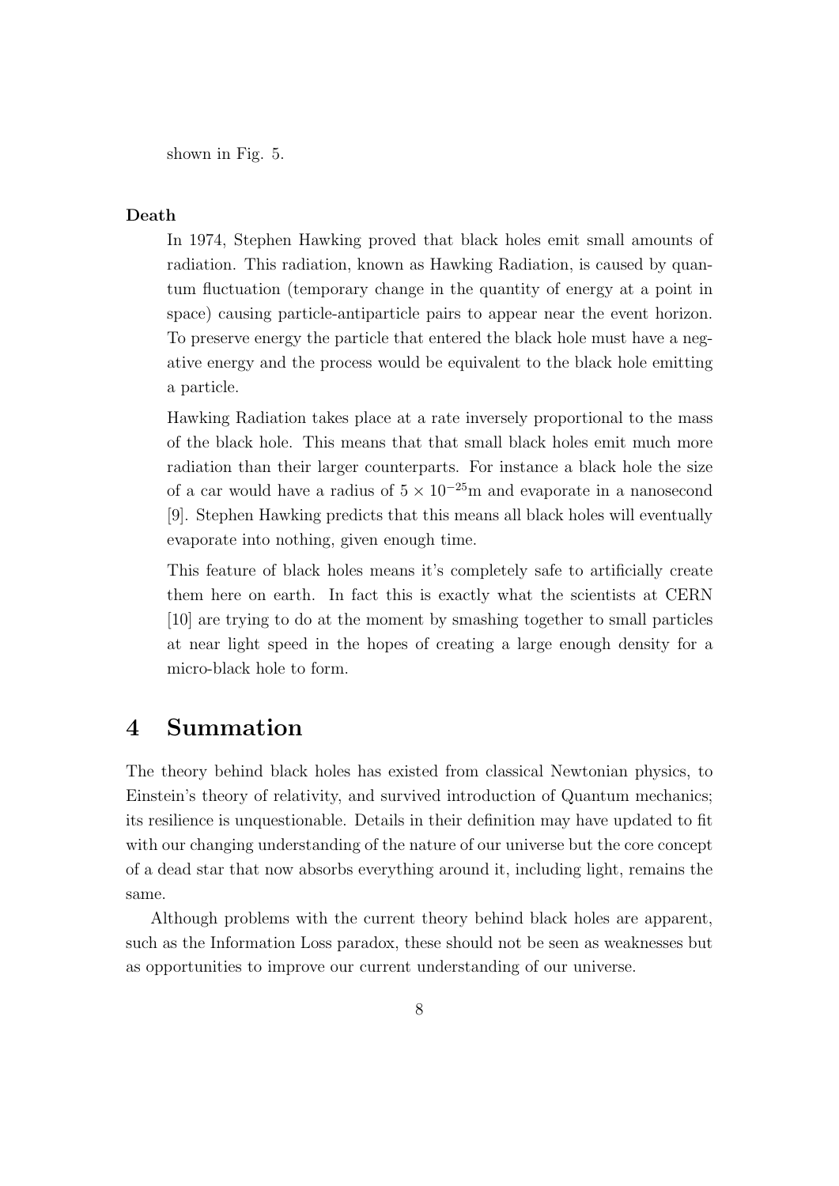shown in Fig. 5.

**Death**

In 1974, Stephen Hawking proved that black holes emit small amounts of radiation. This radiation, known as Hawking Radiation, is caused by quantum fluctuation (temporary change in the quantity of energy at a point in space) causing particle-antiparticle pairs to appear near the event horizon. To preserve energy the particle that entered the black hole must have a negative energy and the process would be equivalent to the black hole emitting a particle.

Hawking Radiation takes place at a rate inversely proportional to the mass of the black hole. This means that that small black holes emit much more radiation than their larger counterparts. For instance a black hole the size of a car would have a radius of $5 \times 10^{-25}$m and evaporate in a nanosecond [9]. Stephen Hawking predicts that this means all black holes will eventually evaporate into nothing, given enough time.

This feature of black holes means it's completely safe to artificially create them here on earth. In fact this is exactly what the scientists at CERN [10] are trying to do at the moment by smashing together to small particles at near light speed in the hopes of creating a large enough density for a micro-black hole to form.

## 4 Summation

The theory behind black holes has existed from classical Newtonian physics, to Einstein's theory of relativity, and survived introduction of Quantum mechanics; its resilience is unquestionable. Details in their definition may have updated to fit with our changing understanding of the nature of our universe but the core concept of a dead star that now absorbs everything around it, including light, remains the same.

Although problems with the current theory behind black holes are apparent, such as the Information Loss paradox, these should not be seen as weaknesses but as opportunities to improve our current understanding of our universe.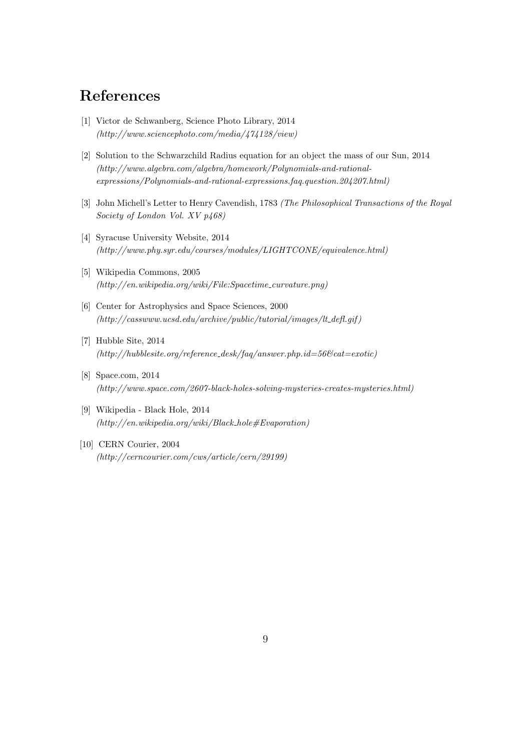# References

[1] Victor de Schwanberg, Science Photo Library, 2014
*(http://www.sciencephoto.com/media/474128/view)*

[2] Solution to the Schwarzchild Radius equation for an object the mass of our Sun, 2014
*(http://www.algebra.com/algebra/homework/Polynomials-and-rational-expressions/Polynomials-and-rational-expressions.faq.question.204207.html)*

[3] John Michell's Letter to Henry Cavendish, 1783 *(The Philosophical Transactions of the Royal Society of London Vol. XV p468)*

[4] Syracuse University Website, 2014
*(http://www.phy.syr.edu/courses/modules/LIGHTCONE/equivalence.html)*

[5] Wikipedia Commons, 2005
*(http://en.wikipedia.org/wiki/File:Spacetime_curvature.png)*

[6] Center for Astrophysics and Space Sciences, 2000
*(http://casswww.ucsd.edu/archive/public/tutorial/images/lt_defl.gif)*

[7] Hubble Site, 2014
*(http://hubblesite.org/reference_desk/faq/answer.php.id=56&cat=exotic)*

[8] Space.com, 2014
*(http://www.space.com/2607-black-holes-solving-mysteries-creates-mysteries.html)*

[9] Wikipedia - Black Hole, 2014
*(http://en.wikipedia.org/wiki/Black_hole#Evaporation)*

[10] CERN Courier, 2004
*(http://cerncourier.com/cws/article/cern/29199)*